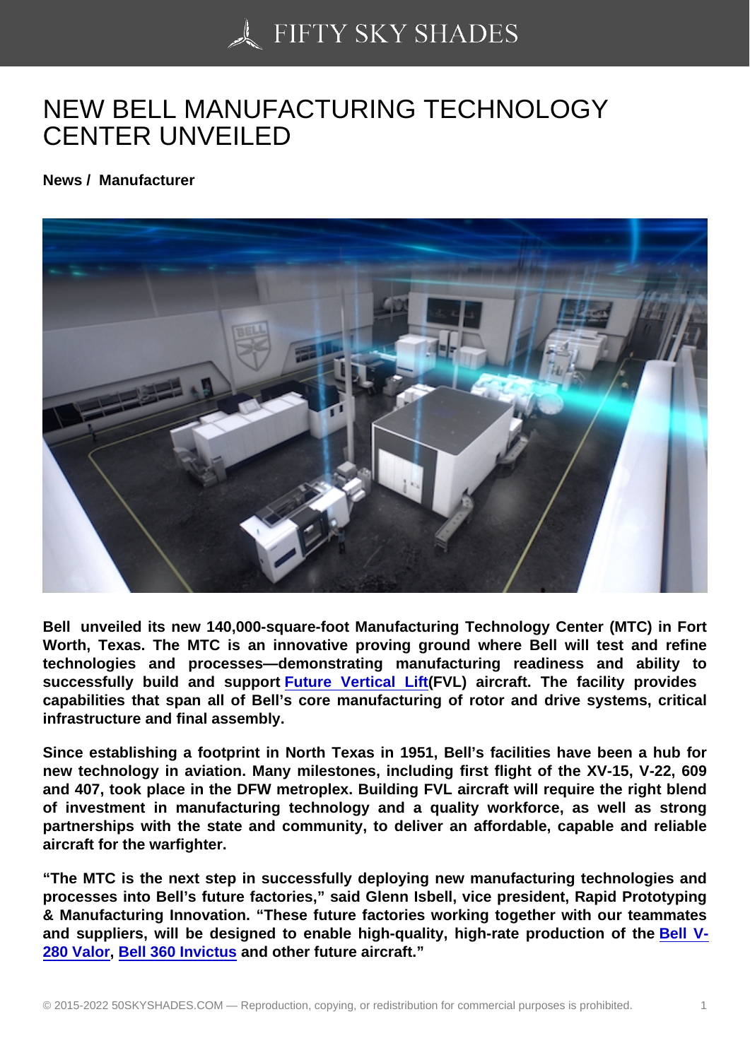# NEW BELL MANUFACTURING TECHNOLOGY CENTER UNVEILED

**News / Manufacturer**

**Bell unveiled its new 140,000-square-foot Manufacturing Technology Center (MTC) in Fort Worth, Texas. The MTC is an innovative proving ground where Bell will test and refine technologies and processes—demonstrating manufacturing readiness and ability to successfully build and support Future Vertical Lift (FVL) aircraft. The facility provides capabilities that span all of Bell's core manufacturing of rotor and drive systems, critical infrastructure and final assembly.**

**Since establishing a footprint in North Texas in 1951, Bell's facilities have been a hub for new technology in aviation. Many milestones, including first flight of the XV-15, V-22, 609 and 407, took place in the DFW metroplex. Building FVL aircraft will require the right blend of investment in manufacturing technology and a quality workforce, as well as strong partnerships with the state and community, to deliver an affordable, capable and reliable aircraft for the warfighter.**

**"The MTC is the next step in successfully deploying new manufacturing technologies and processes into Bell's future factories," said Glenn Isbell, vice president, Rapid Prototyping & Manufacturing Innovation. "These future factories working together with our teammates and suppliers, will be designed to enable high-quality, high-rate production of the Bell V-280 Valor, Bell 360 Invictus and other future aircraft."**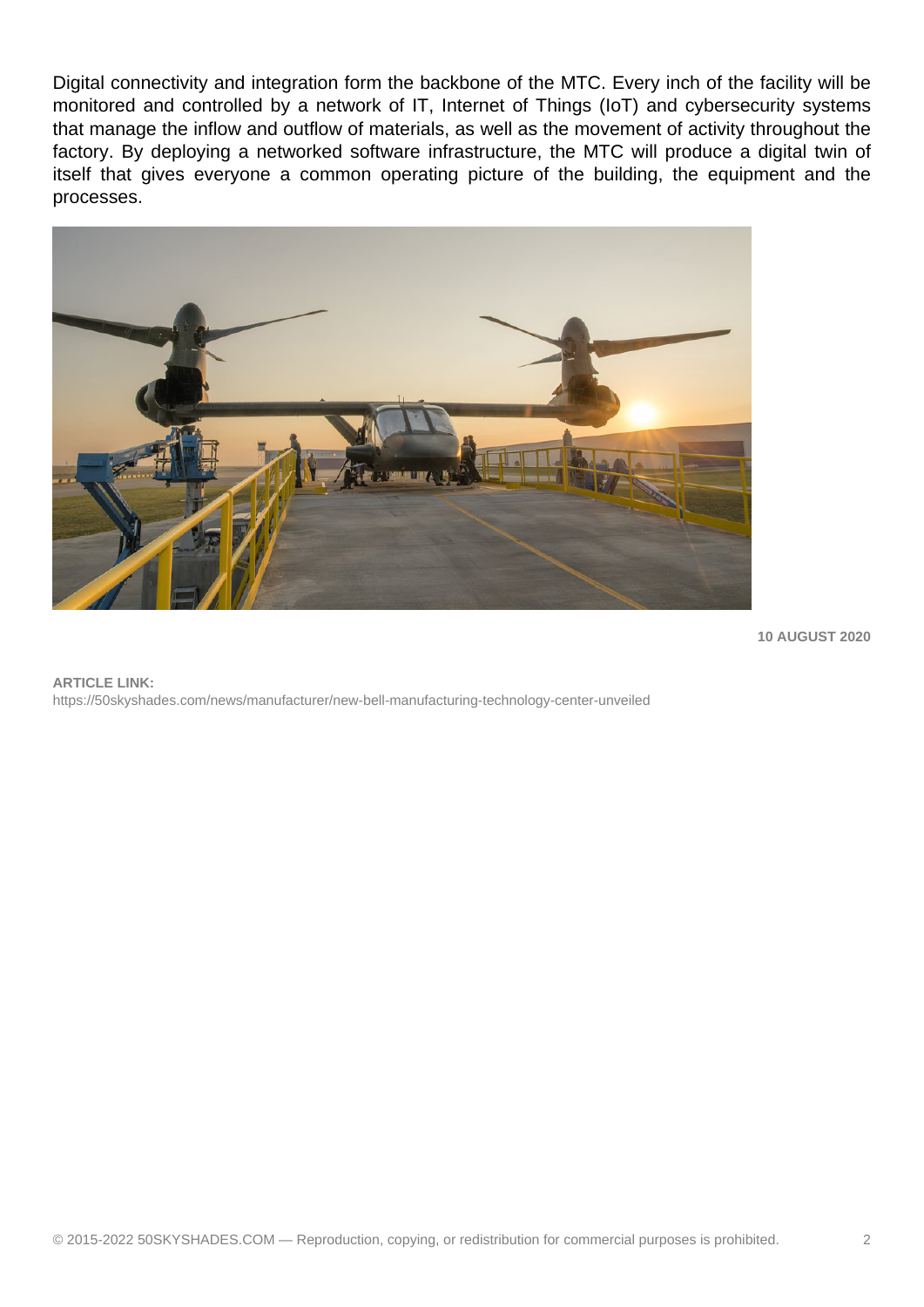Digital connectivity and integration form the backbone of the MTC. Every inch of the facility will be monitored and controlled by a network of IT, Internet of Things (IoT) and cybersecurity systems that manage the inflow and outflow of materials, as well as the movement of activity throughout the factory. By deploying a networked software infrastructure, the MTC will produce a digital twin of itself that gives everyone a common operating picture of the building, the equipment and the processes.

**10 AUGUST 2020**

**ARTICLE LINK:**
https://50skyshades.com/news/manufacturer/new-bell-manufacturing-technology-center-unveiled